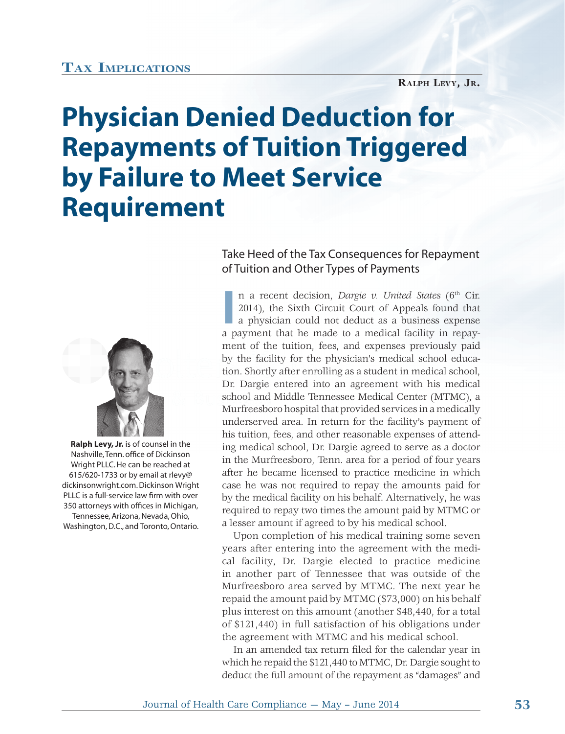Tax Implications

Ralph Levy, Jr.

# Physician Denied Deduction for Repayments of Tuition Triggered by Failure to Meet Service Requirement

**Ralph Levy, Jr.** is of counsel in the Nashville, Tenn. office of Dickinson Wright PLLC. He can be reached at 615/620-1733 or by email at rlevy@dickinsonwright.com. Dickinson Wright PLLC is a full-service law firm with over 350 attorneys with offices in Michigan, Tennessee, Arizona, Nevada, Ohio, Washington, D.C., and Toronto, Ontario.

## Take Heed of the Tax Consequences for Repayment of Tuition and Other Types of Payments

In a recent decision, *Dargie v. United States* (6th Cir. 2014), the Sixth Circuit Court of Appeals found that a physician could not deduct as a business expense a payment that he made to a medical facility in repayment of the tuition, fees, and expenses previously paid by the facility for the physician's medical school education. Shortly after enrolling as a student in medical school, Dr. Dargie entered into an agreement with his medical school and Middle Tennessee Medical Center (MTMC), a Murfreesboro hospital that provided services in a medically underserved area. In return for the facility's payment of his tuition, fees, and other reasonable expenses of attending medical school, Dr. Dargie agreed to serve as a doctor in the Murfreesboro, Tenn. area for a period of four years after he became licensed to practice medicine in which case he was not required to repay the amounts paid for by the medical facility on his behalf. Alternatively, he was required to repay two times the amount paid by MTMC or a lesser amount if agreed to by his medical school.

Upon completion of his medical training some seven years after entering into the agreement with the medical facility, Dr. Dargie elected to practice medicine in another part of Tennessee that was outside of the Murfreesboro area served by MTMC. The next year he repaid the amount paid by MTMC ($73,000) on his behalf plus interest on this amount (another $48,440, for a total of $121,440) in full satisfaction of his obligations under the agreement with MTMC and his medical school.

In an amended tax return filed for the calendar year in which he repaid the $121,440 to MTMC, Dr. Dargie sought to deduct the full amount of the repayment as "damages" and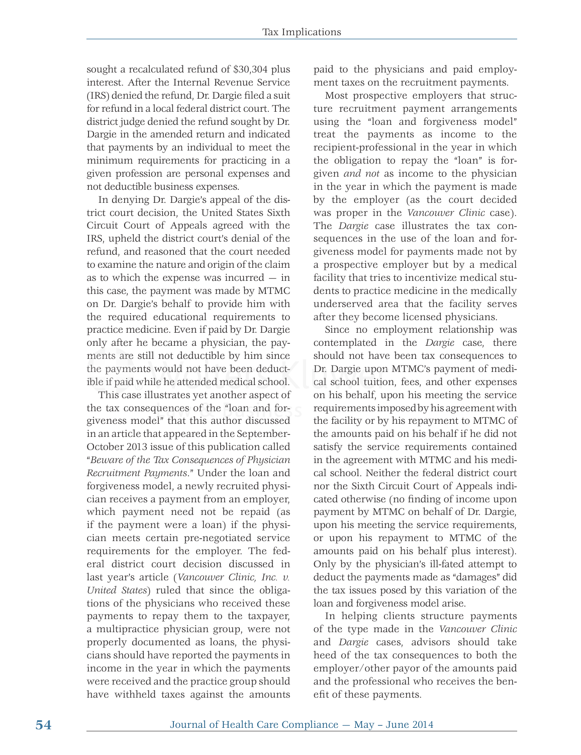sought a recalculated refund of $30,304 plus interest. After the Internal Revenue Service (IRS) denied the refund, Dr. Dargie filed a suit for refund in a local federal district court. The district judge denied the refund sought by Dr. Dargie in the amended return and indicated that payments by an individual to meet the minimum requirements for practicing in a given profession are personal expenses and not deductible business expenses.

In denying Dr. Dargie's appeal of the district court decision, the United States Sixth Circuit Court of Appeals agreed with the IRS, upheld the district court's denial of the refund, and reasoned that the court needed to examine the nature and origin of the claim as to which the expense was incurred — in this case, the payment was made by MTMC on Dr. Dargie's behalf to provide him with the required educational requirements to practice medicine. Even if paid by Dr. Dargie only after he became a physician, the payments are still not deductible by him since the payments would not have been deductible if paid while he attended medical school.

This case illustrates yet another aspect of the tax consequences of the "loan and forgiveness model" that this author discussed in an article that appeared in the September-October 2013 issue of this publication called "*Beware of the Tax Consequences of Physician Recruitment Payments*." Under the loan and forgiveness model, a newly recruited physician receives a payment from an employer, which payment need not be repaid (as if the payment were a loan) if the physician meets certain pre-negotiated service requirements for the employer. The federal district court decision discussed in last year's article (*Vancouver Clinic, Inc. v. United States*) ruled that since the obligations of the physicians who received these payments to repay them to the taxpayer, a multipractice physician group, were not properly documented as loans, the physicians should have reported the payments in income in the year in which the payments were received and the practice group should have withheld taxes against the amounts paid to the physicians and paid employment taxes on the recruitment payments.

Most prospective employers that structure recruitment payment arrangements using the "loan and forgiveness model" treat the payments as income to the recipient-professional in the year in which the obligation to repay the "loan" is forgiven *and not* as income to the physician in the year in which the payment is made by the employer (as the court decided was proper in the *Vancouver Clinic* case). The *Dargie* case illustrates the tax consequences in the use of the loan and forgiveness model for payments made not by a prospective employer but by a medical facility that tries to incentivize medical students to practice medicine in the medically underserved area that the facility serves after they become licensed physicians.

Since no employment relationship was contemplated in the *Dargie* case, there should not have been tax consequences to Dr. Dargie upon MTMC's payment of medical school tuition, fees, and other expenses on his behalf, upon his meeting the service requirements imposed by his agreement with the facility or by his repayment to MTMC of the amounts paid on his behalf if he did not satisfy the service requirements contained in the agreement with MTMC and his medical school. Neither the federal district court nor the Sixth Circuit Court of Appeals indicated otherwise (no finding of income upon payment by MTMC on behalf of Dr. Dargie, upon his meeting the service requirements, or upon his repayment to MTMC of the amounts paid on his behalf plus interest). Only by the physician's ill-fated attempt to deduct the payments made as "damages" did the tax issues posed by this variation of the loan and forgiveness model arise.

In helping clients structure payments of the type made in the *Vancouver Clinic* and *Dargie* cases, advisors should take heed of the tax consequences to both the employer/other payor of the amounts paid and the professional who receives the benefit of these payments.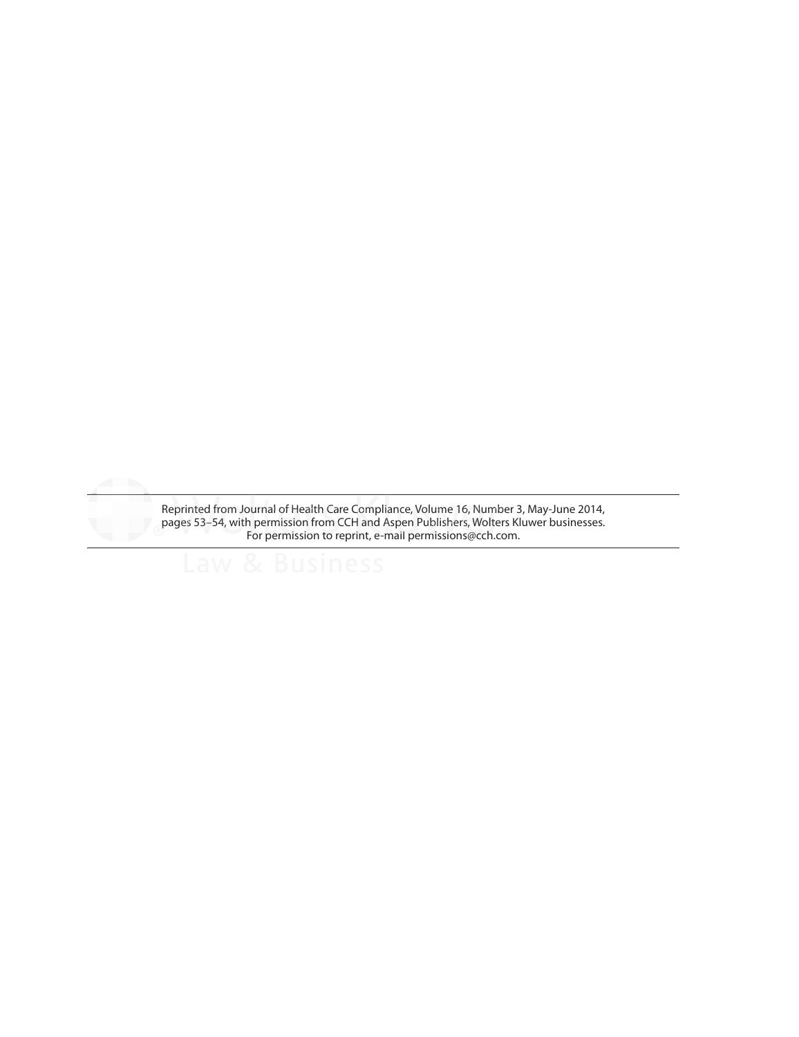Reprinted from Journal of Health Care Compliance, Volume 16, Number 3, May-June 2014, pages 53–54, with permission from CCH and Aspen Publishers, Wolters Kluwer businesses. For permission to reprint, e-mail permissions@cch.com.